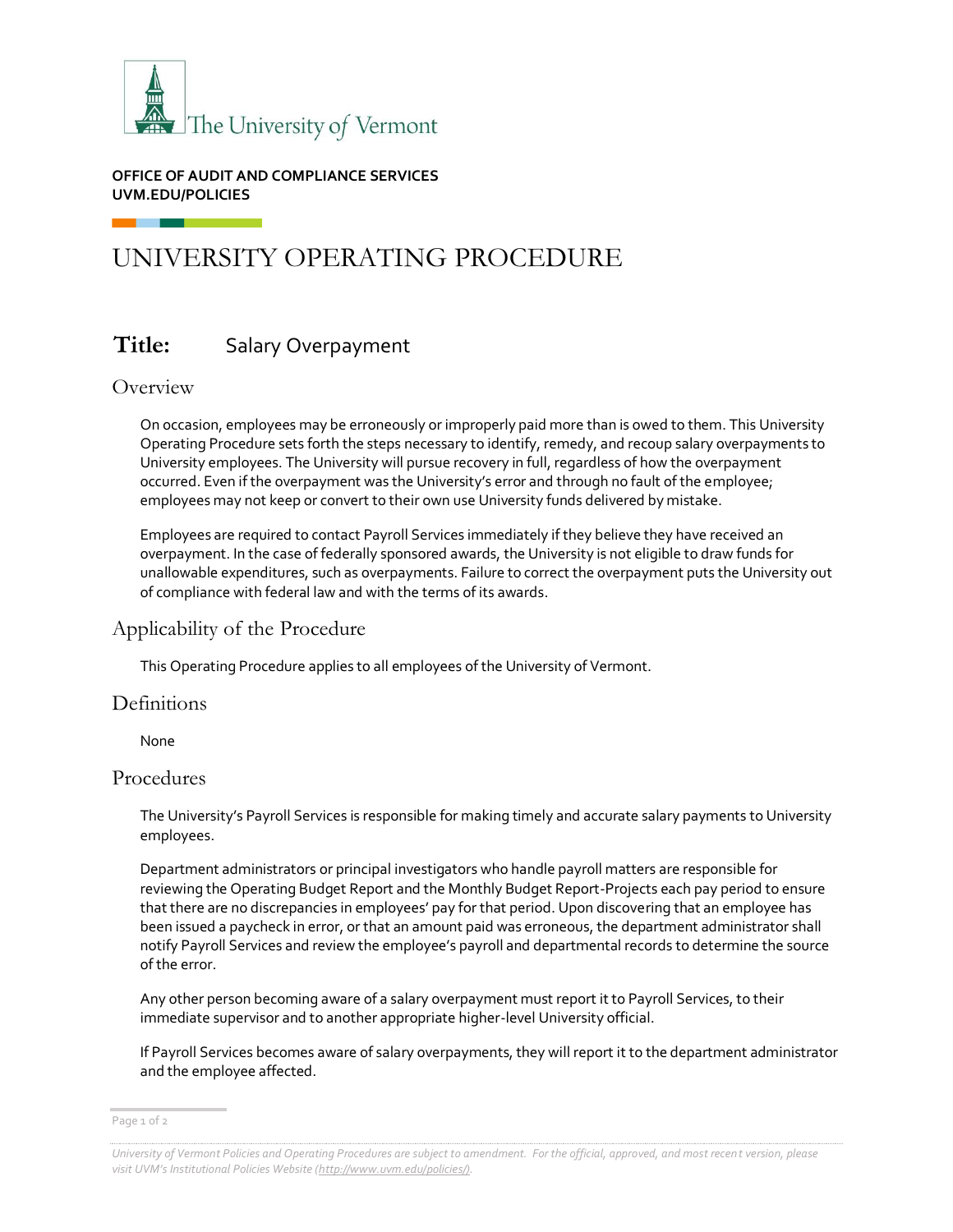The University of Vermont

**OFFICE OF AUDIT AND COMPLIANCE SERVICES**
**UVM.EDU/POLICIES**

# UNIVERSITY OPERATING PROCEDURE

## Title: Salary Overpayment

### Overview

On occasion, employees may be erroneously or improperly paid more than is owed to them. This University Operating Procedure sets forth the steps necessary to identify, remedy, and recoup salary overpayments to University employees. The University will pursue recovery in full, regardless of how the overpayment occurred. Even if the overpayment was the University's error and through no fault of the employee; employees may not keep or convert to their own use University funds delivered by mistake.

Employees are required to contact Payroll Services immediately if they believe they have received an overpayment. In the case of federally sponsored awards, the University is not eligible to draw funds for unallowable expenditures, such as overpayments. Failure to correct the overpayment puts the University out of compliance with federal law and with the terms of its awards.

### Applicability of the Procedure

This Operating Procedure applies to all employees of the University of Vermont.

### Definitions

None

### Procedures

The University's Payroll Services is responsible for making timely and accurate salary payments to University employees.

Department administrators or principal investigators who handle payroll matters are responsible for reviewing the Operating Budget Report and the Monthly Budget Report-Projects each pay period to ensure that there are no discrepancies in employees' pay for that period. Upon discovering that an employee has been issued a paycheck in error, or that an amount paid was erroneous, the department administrator shall notify Payroll Services and review the employee's payroll and departmental records to determine the source of the error.

Any other person becoming aware of a salary overpayment must report it to Payroll Services, to their immediate supervisor and to another appropriate higher-level University official.

If Payroll Services becomes aware of salary overpayments, they will report it to the department administrator and the employee affected.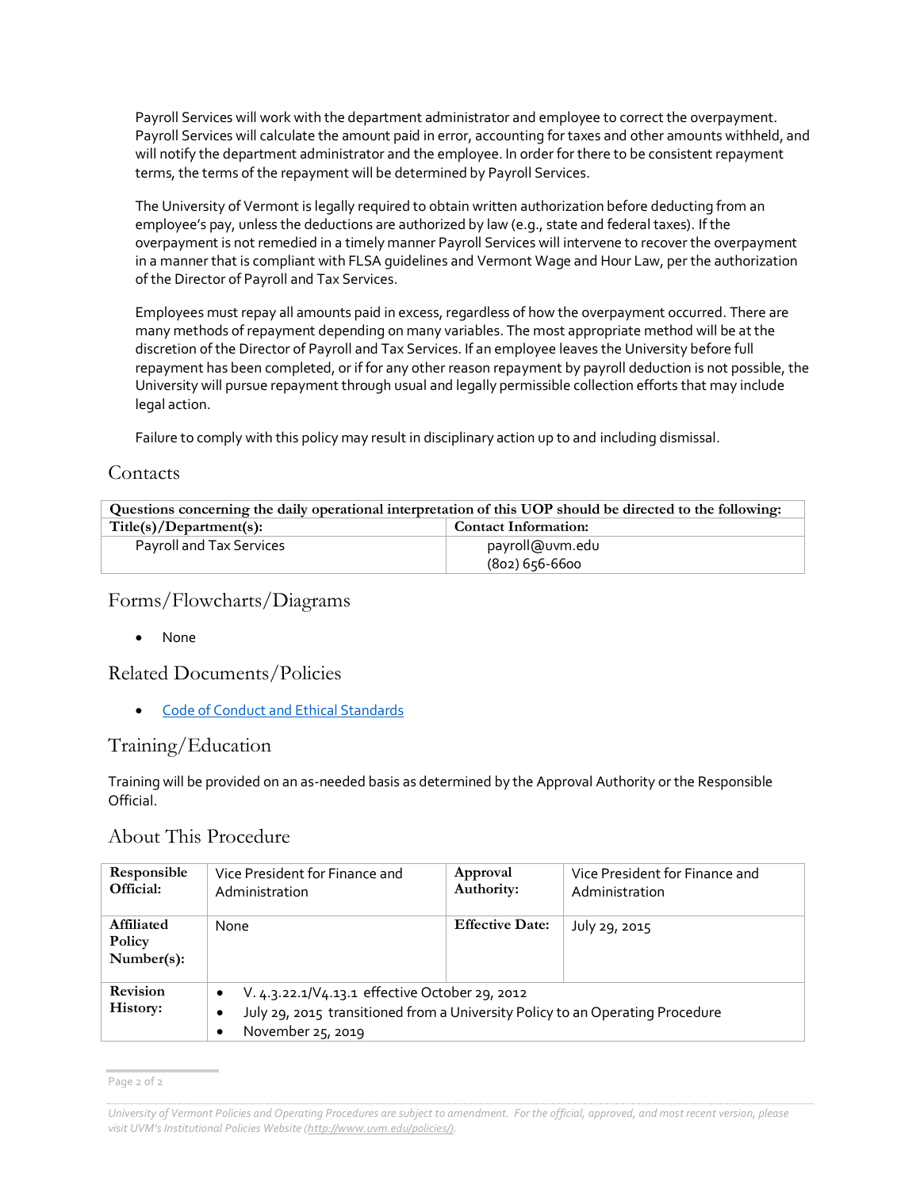Payroll Services will work with the department administrator and employee to correct the overpayment. Payroll Services will calculate the amount paid in error, accounting for taxes and other amounts withheld, and will notify the department administrator and the employee. In order for there to be consistent repayment terms, the terms of the repayment will be determined by Payroll Services.

The University of Vermont is legally required to obtain written authorization before deducting from an employee's pay, unless the deductions are authorized by law (e.g., state and federal taxes). If the overpayment is not remedied in a timely manner Payroll Services will intervene to recover the overpayment in a manner that is compliant with FLSA guidelines and Vermont Wage and Hour Law, per the authorization of the Director of Payroll and Tax Services.

Employees must repay all amounts paid in excess, regardless of how the overpayment occurred. There are many methods of repayment depending on many variables. The most appropriate method will be at the discretion of the Director of Payroll and Tax Services. If an employee leaves the University before full repayment has been completed, or if for any other reason repayment by payroll deduction is not possible, the University will pursue repayment through usual and legally permissible collection efforts that may include legal action.

Failure to comply with this policy may result in disciplinary action up to and including dismissal.

## Contacts

| Questions concerning the daily operational interpretation of this UOP should be directed to the following: | |
|---|---|
| **Title(s)/Department(s):** | **Contact Information:** |
| Payroll and Tax Services | payroll@uvm.edu<br>(802) 656-6600 |

## Forms/Flowcharts/Diagrams

- None

## Related Documents/Policies

- [Code of Conduct and Ethical Standards]()

## Training/Education

Training will be provided on an as-needed basis as determined by the Approval Authority or the Responsible Official.

## About This Procedure

| | | | |
|---|---|---|---|
| **Responsible Official:** | Vice President for Finance and Administration | **Approval Authority:** | Vice President for Finance and Administration |
| **Affiliated Policy Number(s):** | None | **Effective Date:** | July 29, 2015 |
| **Revision History:** | • V. 4.3.22.1/V4.13.1 effective October 29, 2012<br>• July 29, 2015 transitioned from a University Policy to an Operating Procedure<br>• November 25, 2019 | | |

*University of Vermont Policies and Operating Procedures are subject to amendment. For the official, approved, and most recent version, please visit UVM's Institutional Policies Website (http://www.uvm.edu/policies/).*